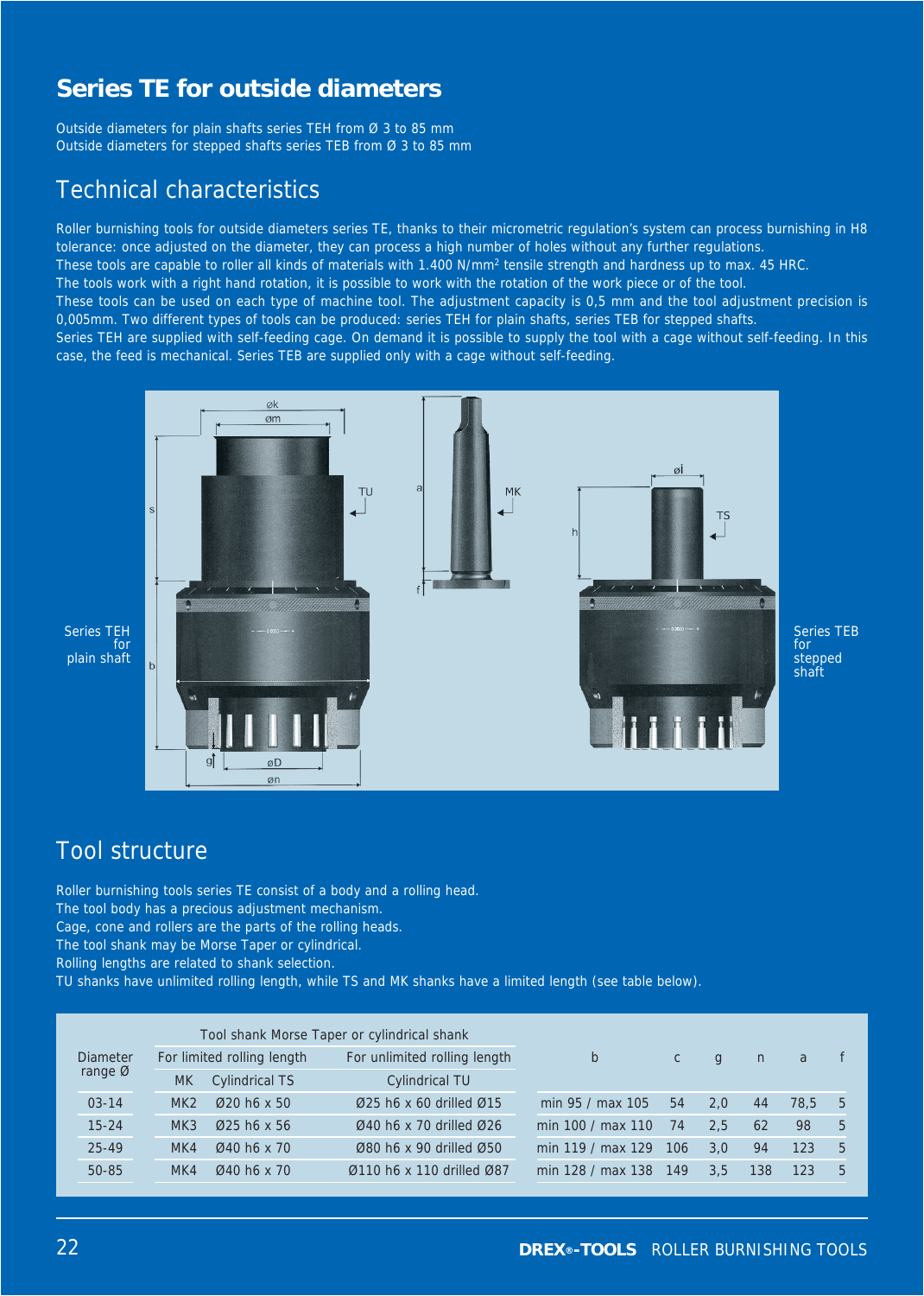# Series TE for outside diameters

Outside diameters for plain shafts series TEH from Ø 3 to 85 mm
Outside diameters for stepped shafts series TEB from Ø 3 to 85 mm

## Technical characteristics

Roller burnishing tools for outside diameters series TE, thanks to their micrometric regulation's system can process burnishing in H8 tolerance: once adjusted on the diameter, they can process a high number of holes without any further regulations.
These tools are capable to roller all kinds of materials with 1.400 N/mm² tensile strength and hardness up to max. 45 HRC.
The tools work with a right hand rotation, it is possible to work with the rotation of the work piece or of the tool.
These tools can be used on each type of machine tool. The adjustment capacity is 0,5 mm and the tool adjustment precision is 0,005mm. Two different types of tools can be produced: series TEH for plain shafts, series TEB for stepped shafts.
Series TEH are supplied with self-feeding cage. On demand it is possible to supply the tool with a cage without self-feeding. In this case, the feed is mechanical. Series TEB are supplied only with a cage without self-feeding.

Series TEH for plain shaft

Series TEB for stepped shaft

## Tool structure

Roller burnishing tools series TE consist of a body and a rolling head.
The tool body has a precious adjustment mechanism.
Cage, cone and rollers are the parts of the rolling heads.
The tool shank may be Morse Taper or cylindrical.
Rolling lengths are related to shank selection.
TU shanks have unlimited rolling length, while TS and MK shanks have a limited length (see table below).

| Diameter range Ø | Tool shank Morse Taper or cylindrical shank | | | b | c | g | n | a | f |
|---|---|---|---|---|---|---|---|---|---|
| | For limited rolling length | | For unlimited rolling length | | | | | | |
| | MK | Cylindrical TS | Cylindrical TU | | | | | | |
| 03-14 | MK2 | Ø20 h6 x 50 | Ø25 h6 x 60 drilled Ø15 | min 95 / max 105 | 54 | 2,0 | 44 | 78,5 | 5 |
| 15-24 | MK3 | Ø25 h6 x 56 | Ø40 h6 x 70 drilled Ø26 | min 100 / max 110 | 74 | 2,5 | 62 | 98 | 5 |
| 25-49 | MK4 | Ø40 h6 x 70 | Ø80 h6 x 90 drilled Ø50 | min 119 / max 129 | 106 | 3,0 | 94 | 123 | 5 |
| 50-85 | MK4 | Ø40 h6 x 70 | Ø110 h6 x 110 drilled Ø87 | min 128 / max 138 | 149 | 3,5 | 138 | 123 | 5 |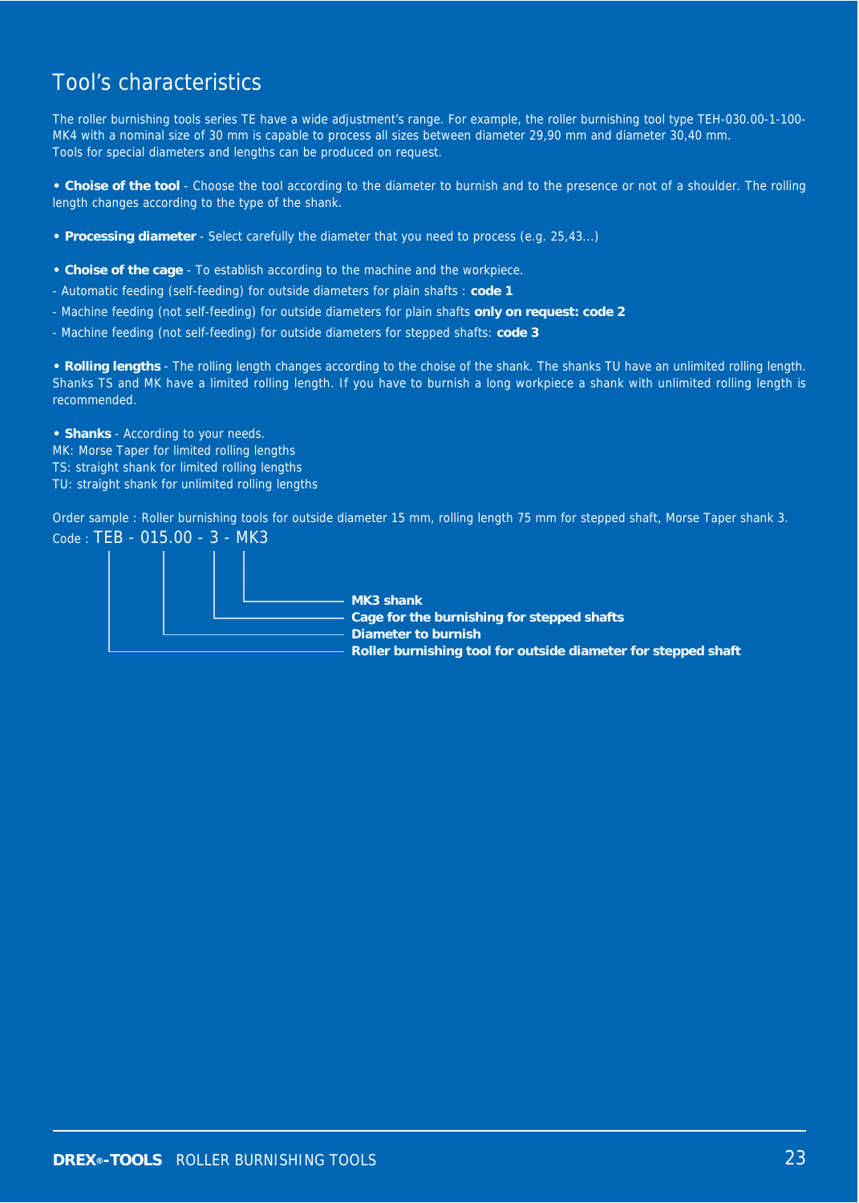# Tool's characteristics

The roller burnishing tools series TE have a wide adjustment's range. For example, the roller burnishing tool type TEH-030.00-1-100-MK4 with a nominal size of 30 mm is capable to process all sizes between diameter 29,90 mm and diameter 30,40 mm.
Tools for special diameters and lengths can be produced on request.

• **Choise of the tool** - Choose the tool according to the diameter to burnish and to the presence or not of a shoulder. The rolling length changes according to the type of the shank.

• **Processing diameter** - Select carefully the diameter that you need to process (e.g. 25,43...)

• **Choise of the cage** - To establish according to the machine and the workpiece.
- Automatic feeding (self-feeding) for outside diameters for plain shafts : **code 1**
- Machine feeding (not self-feeding) for outside diameters for plain shafts **only on request: code 2**
- Machine feeding (not self-feeding) for outside diameters for stepped shafts: **code 3**

• **Rolling lengths** - The rolling length changes according to the choise of the shank. The shanks TU have an unlimited rolling length. Shanks TS and MK have a limited rolling length. If you have to burnish a long workpiece a shank with unlimited rolling length is recommended.

• **Shanks** - According to your needs.
MK: Morse Taper for limited rolling lengths
TS: straight shank for limited rolling lengths
TU: straight shank for unlimited rolling lengths

Order sample : Roller burnishing tools for outside diameter 15 mm, rolling length 75 mm for stepped shaft, Morse Taper shank 3.

Code : TEB - 015.00 - 3 - MK3

- **MK3 shank**
- **Cage for the burnishing for stepped shafts**
- **Diameter to burnish**
- **Roller burnishing tool for outside diameter for stepped shaft**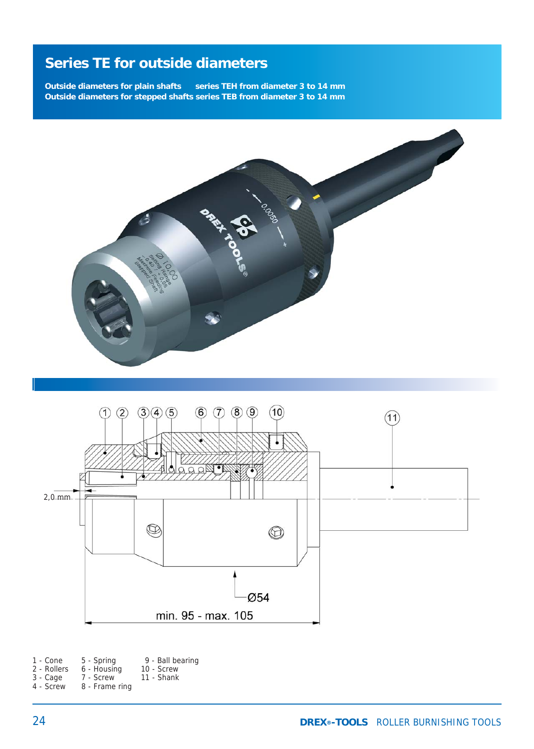# Series TE for outside diameters

**Outside diameters for plain shafts series TEH from diameter 3 to 14 mm**
**Outside diameters for stepped shafts series TEB from diameter 3 to 14 mm**

2,0 mm

Ø54

min. 95 - max. 105

1 - Cone
2 - Rollers
3 - Cage
4 - Screw
5 - Spring
6 - Housing
7 - Screw
8 - Frame ring
9 - Ball bearing
10 - Screw
11 - Shank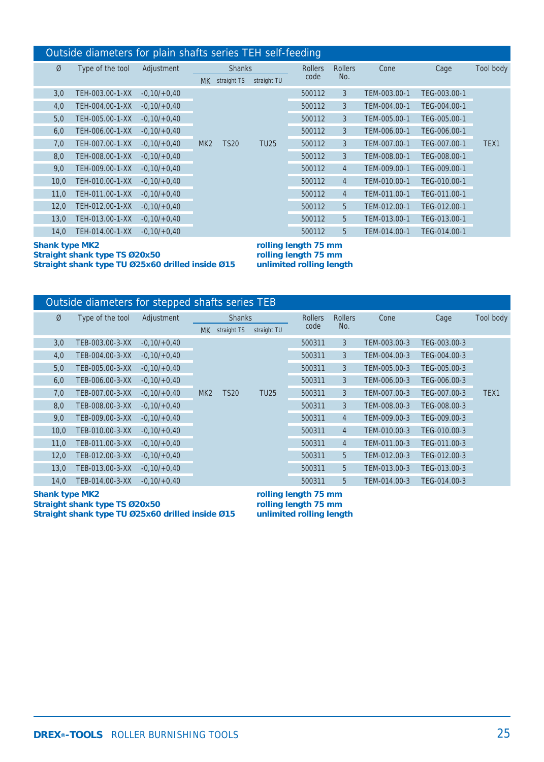## Outside diameters for plain shafts series TEH self-feeding

| Ø | Type of the tool | Adjustment | Shanks | | | Rollers code | Rollers No. | Cone | Cage | Tool body |
|---|---|---|---|---|---|---|---|---|---|---|
| | | | MK | straight TS | straight TU | | | | | |
| 3,0 | TEH-003.00-1-XX | -0,10/+0,40 | MK2 | TS20 | TU25 | 500112 | 3 | TEM-003.00-1 | TEG-003.00-1 | TEX1 |
| 4,0 | TEH-004.00-1-XX | -0,10/+0,40 | | | | 500112 | 3 | TEM-004.00-1 | TEG-004.00-1 | |
| 5,0 | TEH-005.00-1-XX | -0,10/+0,40 | | | | 500112 | 3 | TEM-005.00-1 | TEG-005.00-1 | |
| 6,0 | TEH-006.00-1-XX | -0,10/+0,40 | | | | 500112 | 3 | TEM-006.00-1 | TEG-006.00-1 | |
| 7,0 | TEH-007.00-1-XX | -0,10/+0,40 | | | | 500112 | 3 | TEM-007.00-1 | TEG-007.00-1 | |
| 8,0 | TEH-008.00-1-XX | -0,10/+0,40 | | | | 500112 | 3 | TEM-008.00-1 | TEG-008.00-1 | |
| 9,0 | TEH-009.00-1-XX | -0,10/+0,40 | | | | 500112 | 4 | TEM-009.00-1 | TEG-009.00-1 | |
| 10,0 | TEH-010.00-1-XX | -0,10/+0,40 | | | | 500112 | 4 | TEM-010.00-1 | TEG-010.00-1 | |
| 11,0 | TEH-011.00-1-XX | -0,10/+0,40 | | | | 500112 | 4 | TEM-011.00-1 | TEG-011.00-1 | |
| 12,0 | TEH-012.00-1-XX | -0,10/+0,40 | | | | 500112 | 5 | TEM-012.00-1 | TEG-012.00-1 | |
| 13,0 | TEH-013.00-1-XX | -0,10/+0,40 | | | | 500112 | 5 | TEM-013.00-1 | TEG-013.00-1 | |
| 14,0 | TEH-014.00-1-XX | -0,10/+0,40 | | | | 500112 | 5 | TEM-014.00-1 | TEG-014.00-1 | |

**Shank type MK2** — **rolling length 75 mm**
**Straight shank type TS Ø20x50** — **rolling length 75 mm**
**Straight shank type TU Ø25x60 drilled inside Ø15** — **unlimited rolling length**

## Outside diameters for stepped shafts series TEB

| Ø | Type of the tool | Adjustment | Shanks | | | Rollers code | Rollers No. | Cone | Cage | Tool body |
|---|---|---|---|---|---|---|---|---|---|---|
| | | | MK | straight TS | straight TU | | | | | |
| 3,0 | TEB-003.00-3-XX | -0,10/+0,40 | MK2 | TS20 | TU25 | 500311 | 3 | TEM-003.00-3 | TEG-003.00-3 | TEX1 |
| 4,0 | TEB-004.00-3-XX | -0,10/+0,40 | | | | 500311 | 3 | TEM-004.00-3 | TEG-004.00-3 | |
| 5,0 | TEB-005.00-3-XX | -0,10/+0,40 | | | | 500311 | 3 | TEM-005.00-3 | TEG-005.00-3 | |
| 6,0 | TEB-006.00-3-XX | -0,10/+0,40 | | | | 500311 | 3 | TEM-006.00-3 | TEG-006.00-3 | |
| 7,0 | TEB-007.00-3-XX | -0,10/+0,40 | | | | 500311 | 3 | TEM-007.00-3 | TEG-007.00-3 | |
| 8,0 | TEB-008.00-3-XX | -0,10/+0,40 | | | | 500311 | 3 | TEM-008.00-3 | TEG-008.00-3 | |
| 9,0 | TEB-009.00-3-XX | -0,10/+0,40 | | | | 500311 | 4 | TEM-009.00-3 | TEG-009.00-3 | |
| 10,0 | TEB-010.00-3-XX | -0,10/+0,40 | | | | 500311 | 4 | TEM-010.00-3 | TEG-010.00-3 | |
| 11,0 | TEB-011.00-3-XX | -0,10/+0,40 | | | | 500311 | 4 | TEM-011.00-3 | TEG-011.00-3 | |
| 12,0 | TEB-012.00-3-XX | -0,10/+0,40 | | | | 500311 | 5 | TEM-012.00-3 | TEG-012.00-3 | |
| 13,0 | TEB-013.00-3-XX | -0,10/+0,40 | | | | 500311 | 5 | TEM-013.00-3 | TEG-013.00-3 | |
| 14,0 | TEB-014.00-3-XX | -0,10/+0,40 | | | | 500311 | 5 | TEM-014.00-3 | TEG-014.00-3 | |

**Shank type MK2** — **rolling length 75 mm**
**Straight shank type TS Ø20x50** — **rolling length 75 mm**
**Straight shank type TU Ø25x60 drilled inside Ø15** — **unlimited rolling length**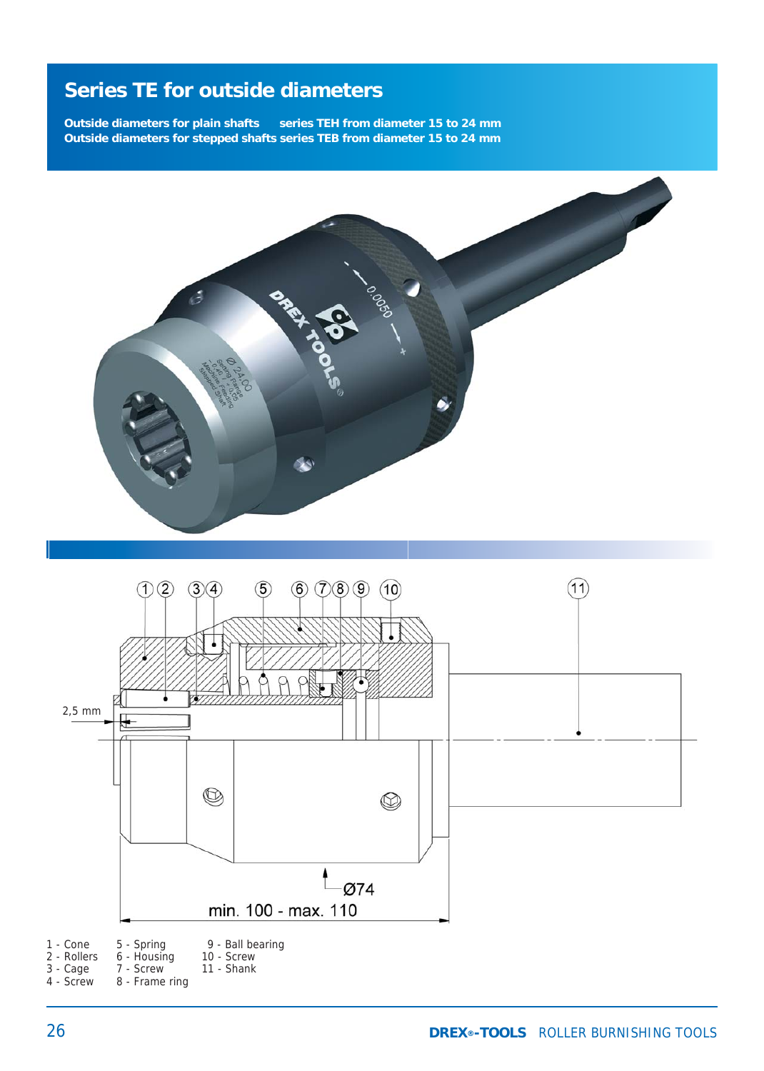# Series TE for outside diameters

**Outside diameters for plain shafts series TEH from diameter 15 to 24 mm**
**Outside diameters for stepped shafts series TEB from diameter 15 to 24 mm**

1 - Cone
2 - Rollers
3 - Cage
4 - Screw
5 - Spring
6 - Housing
7 - Screw
8 - Frame ring
9 - Ball bearing
10 - Screw
11 - Shank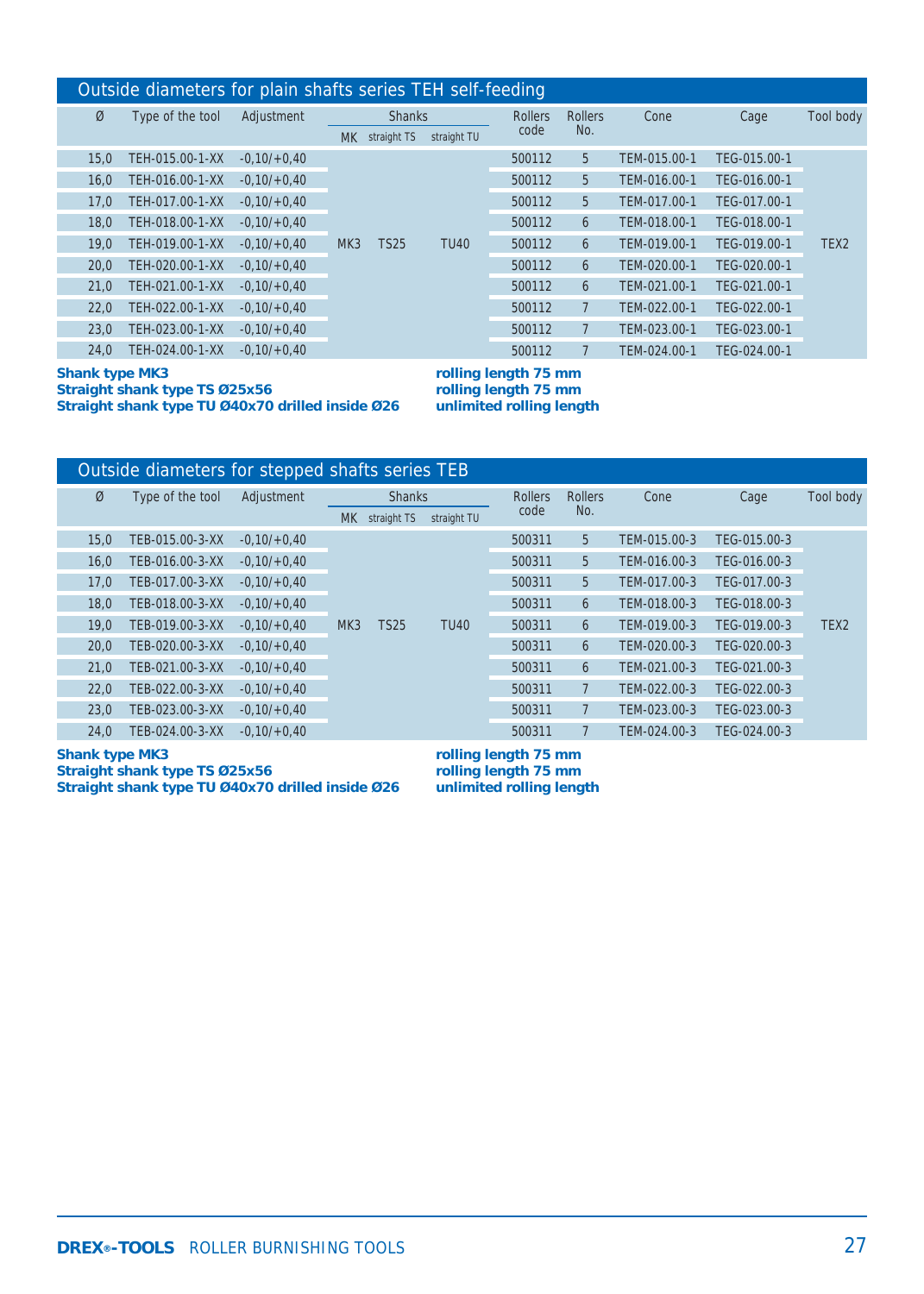## Outside diameters for plain shafts series TEH self-feeding

| Ø | Type of the tool | Adjustment | Shanks | | | Rollers code | Rollers No. | Cone | Cage | Tool body |
|---|---|---|---|---|---|---|---|---|---|---|
| | | | MK | straight TS | straight TU | | | | | |
| 15,0 | TEH-015.00-1-XX | -0,10/+0,40 | MK3 | TS25 | TU40 | 500112 | 5 | TEM-015.00-1 | TEG-015.00-1 | TEX2 |
| 16,0 | TEH-016.00-1-XX | -0,10/+0,40 | | | | 500112 | 5 | TEM-016.00-1 | TEG-016.00-1 | |
| 17,0 | TEH-017.00-1-XX | -0,10/+0,40 | | | | 500112 | 5 | TEM-017.00-1 | TEG-017.00-1 | |
| 18,0 | TEH-018.00-1-XX | -0,10/+0,40 | | | | 500112 | 6 | TEM-018.00-1 | TEG-018.00-1 | |
| 19,0 | TEH-019.00-1-XX | -0,10/+0,40 | | | | 500112 | 6 | TEM-019.00-1 | TEG-019.00-1 | |
| 20,0 | TEH-020.00-1-XX | -0,10/+0,40 | | | | 500112 | 6 | TEM-020.00-1 | TEG-020.00-1 | |
| 21,0 | TEH-021.00-1-XX | -0,10/+0,40 | | | | 500112 | 6 | TEM-021.00-1 | TEG-021.00-1 | |
| 22,0 | TEH-022.00-1-XX | -0,10/+0,40 | | | | 500112 | 7 | TEM-022.00-1 | TEG-022.00-1 | |
| 23,0 | TEH-023.00-1-XX | -0,10/+0,40 | | | | 500112 | 7 | TEM-023.00-1 | TEG-023.00-1 | |
| 24,0 | TEH-024.00-1-XX | -0,10/+0,40 | | | | 500112 | 7 | TEM-024.00-1 | TEG-024.00-1 | |

**Shank type MK3** — **rolling length 75 mm**
**Straight shank type TS Ø25x56** — **rolling length 75 mm**
**Straight shank type TU Ø40x70 drilled inside Ø26** — **unlimited rolling length**

## Outside diameters for stepped shafts series TEB

| Ø | Type of the tool | Adjustment | Shanks | | | Rollers code | Rollers No. | Cone | Cage | Tool body |
|---|---|---|---|---|---|---|---|---|---|---|
| | | | MK | straight TS | straight TU | | | | | |
| 15,0 | TEB-015.00-3-XX | -0,10/+0,40 | MK3 | TS25 | TU40 | 500311 | 5 | TEM-015.00-3 | TEG-015.00-3 | TEX2 |
| 16,0 | TEB-016.00-3-XX | -0,10/+0,40 | | | | 500311 | 5 | TEM-016.00-3 | TEG-016.00-3 | |
| 17,0 | TEB-017.00-3-XX | -0,10/+0,40 | | | | 500311 | 5 | TEM-017.00-3 | TEG-017.00-3 | |
| 18,0 | TEB-018.00-3-XX | -0,10/+0,40 | | | | 500311 | 6 | TEM-018.00-3 | TEG-018.00-3 | |
| 19,0 | TEB-019.00-3-XX | -0,10/+0,40 | | | | 500311 | 6 | TEM-019.00-3 | TEG-019.00-3 | |
| 20,0 | TEB-020.00-3-XX | -0,10/+0,40 | | | | 500311 | 6 | TEM-020.00-3 | TEG-020.00-3 | |
| 21,0 | TEB-021.00-3-XX | -0,10/+0,40 | | | | 500311 | 6 | TEM-021.00-3 | TEG-021.00-3 | |
| 22,0 | TEB-022.00-3-XX | -0,10/+0,40 | | | | 500311 | 7 | TEM-022.00-3 | TEG-022.00-3 | |
| 23,0 | TEB-023.00-3-XX | -0,10/+0,40 | | | | 500311 | 7 | TEM-023.00-3 | TEG-023.00-3 | |
| 24,0 | TEB-024.00-3-XX | -0,10/+0,40 | | | | 500311 | 7 | TEM-024.00-3 | TEG-024.00-3 | |

**Shank type MK3** — **rolling length 75 mm**
**Straight shank type TS Ø25x56** — **rolling length 75 mm**
**Straight shank type TU Ø40x70 drilled inside Ø26** — **unlimited rolling length**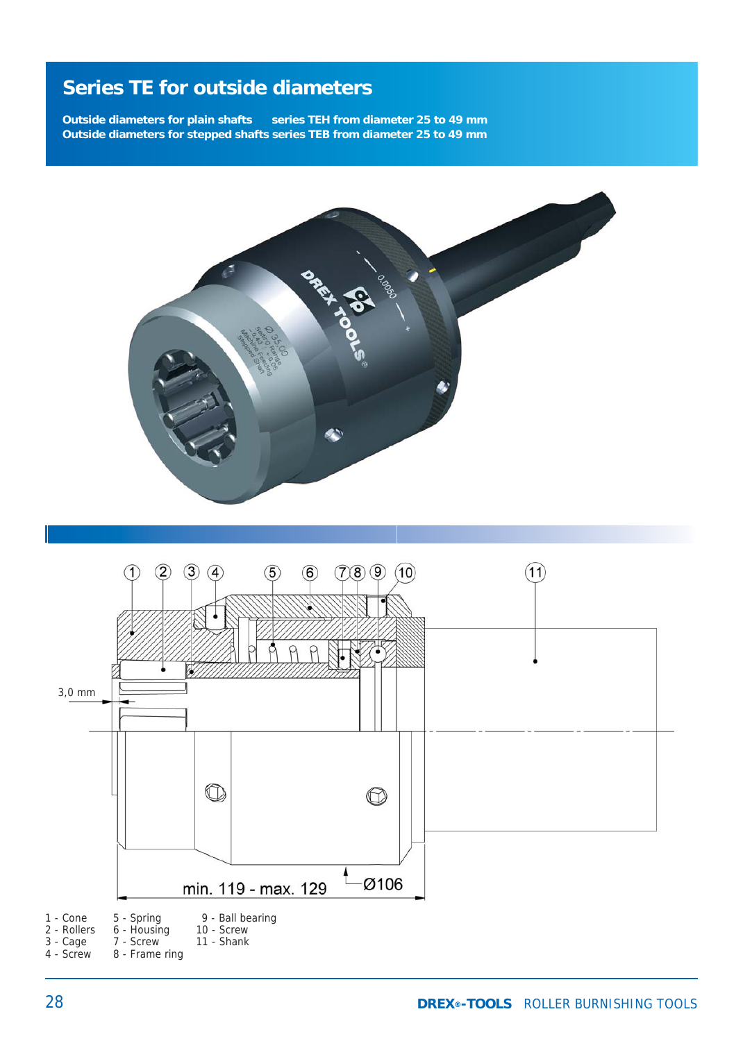# Series TE for outside diameters

**Outside diameters for plain shafts series TEH from diameter 25 to 49 mm**
**Outside diameters for stepped shafts series TEB from diameter 25 to 49 mm**

3,0 mm

min. 119 - max. 129

Ø106

- 1 - Cone
- 2 - Rollers
- 3 - Cage
- 4 - Screw
- 5 - Spring
- 6 - Housing
- 7 - Screw
- 8 - Frame ring
- 9 - Ball bearing
- 10 - Screw
- 11 - Shank

**DREX®-TOOLS** ROLLER BURNISHING TOOLS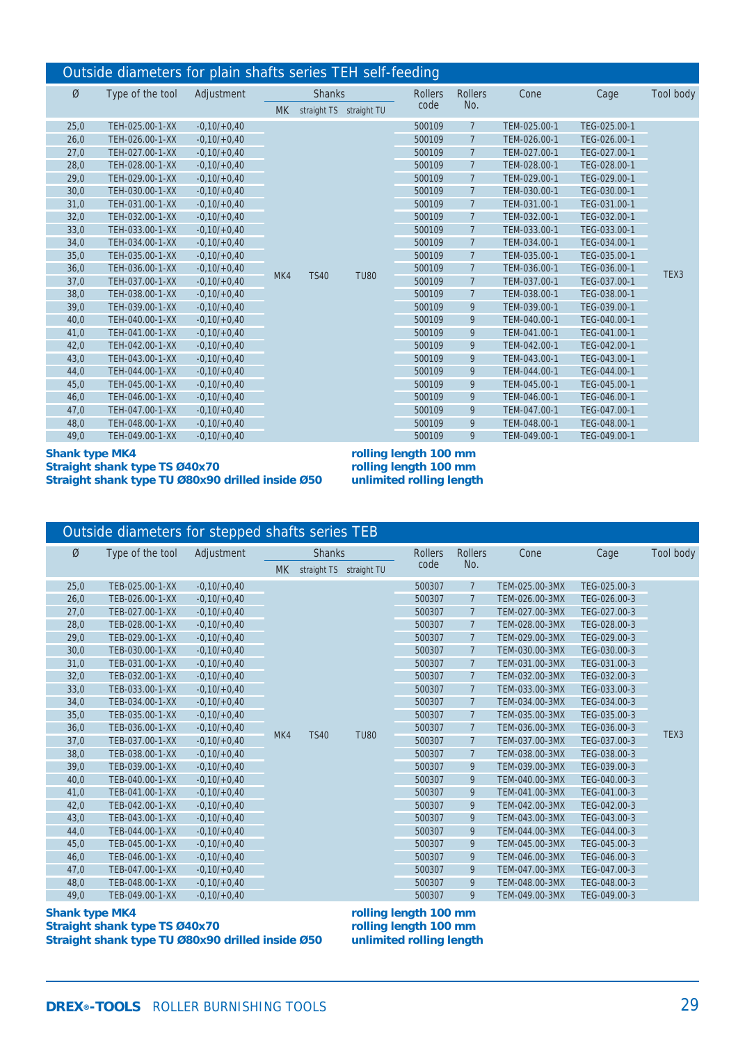## Outside diameters for plain shafts series TEH self-feeding

| Ø | Type of the tool | Adjustment | Shanks | | | Rollers code | Rollers No. | Cone | Cage | Tool body |
|---|---|---|---|---|---|---|---|---|---|---|
| | | | MK | straight TS | straight TU | | | | | |
| 25,0 | TEH-025.00-1-XX | -0,10/+0,40 | MK4 | TS40 | TU80 | 500109 | 7 | TEM-025.00-1 | TEG-025.00-1 | TEX3 |
| 26,0 | TEH-026.00-1-XX | -0,10/+0,40 | | | | 500109 | 7 | TEM-026.00-1 | TEG-026.00-1 | |
| 27,0 | TEH-027.00-1-XX | -0,10/+0,40 | | | | 500109 | 7 | TEM-027.00-1 | TEG-027.00-1 | |
| 28,0 | TEH-028.00-1-XX | -0,10/+0,40 | | | | 500109 | 7 | TEM-028.00-1 | TEG-028.00-1 | |
| 29,0 | TEH-029.00-1-XX | -0,10/+0,40 | | | | 500109 | 7 | TEM-029.00-1 | TEG-029.00-1 | |
| 30,0 | TEH-030.00-1-XX | -0,10/+0,40 | | | | 500109 | 7 | TEM-030.00-1 | TEG-030.00-1 | |
| 31,0 | TEH-031.00-1-XX | -0,10/+0,40 | | | | 500109 | 7 | TEM-031.00-1 | TEG-031.00-1 | |
| 32,0 | TEH-032.00-1-XX | -0,10/+0,40 | | | | 500109 | 7 | TEM-032.00-1 | TEG-032.00-1 | |
| 33,0 | TEH-033.00-1-XX | -0,10/+0,40 | | | | 500109 | 7 | TEM-033.00-1 | TEG-033.00-1 | |
| 34,0 | TEH-034.00-1-XX | -0,10/+0,40 | | | | 500109 | 7 | TEM-034.00-1 | TEG-034.00-1 | |
| 35,0 | TEH-035.00-1-XX | -0,10/+0,40 | | | | 500109 | 7 | TEM-035.00-1 | TEG-035.00-1 | |
| 36,0 | TEH-036.00-1-XX | -0,10/+0,40 | | | | 500109 | 7 | TEM-036.00-1 | TEG-036.00-1 | |
| 37,0 | TEH-037.00-1-XX | -0,10/+0,40 | | | | 500109 | 7 | TEM-037.00-1 | TEG-037.00-1 | |
| 38,0 | TEH-038.00-1-XX | -0,10/+0,40 | | | | 500109 | 7 | TEM-038.00-1 | TEG-038.00-1 | |
| 39,0 | TEH-039.00-1-XX | -0,10/+0,40 | | | | 500109 | 9 | TEM-039.00-1 | TEG-039.00-1 | |
| 40,0 | TEH-040.00-1-XX | -0,10/+0,40 | | | | 500109 | 9 | TEM-040.00-1 | TEG-040.00-1 | |
| 41,0 | TEH-041.00-1-XX | -0,10/+0,40 | | | | 500109 | 9 | TEM-041.00-1 | TEG-041.00-1 | |
| 42,0 | TEH-042.00-1-XX | -0,10/+0,40 | | | | 500109 | 9 | TEM-042.00-1 | TEG-042.00-1 | |
| 43,0 | TEH-043.00-1-XX | -0,10/+0,40 | | | | 500109 | 9 | TEM-043.00-1 | TEG-043.00-1 | |
| 44,0 | TEH-044.00-1-XX | -0,10/+0,40 | | | | 500109 | 9 | TEM-044.00-1 | TEG-044.00-1 | |
| 45,0 | TEH-045.00-1-XX | -0,10/+0,40 | | | | 500109 | 9 | TEM-045.00-1 | TEG-045.00-1 | |
| 46,0 | TEH-046.00-1-XX | -0,10/+0,40 | | | | 500109 | 9 | TEM-046.00-1 | TEG-046.00-1 | |
| 47,0 | TEH-047.00-1-XX | -0,10/+0,40 | | | | 500109 | 9 | TEM-047.00-1 | TEG-047.00-1 | |
| 48,0 | TEH-048.00-1-XX | -0,10/+0,40 | | | | 500109 | 9 | TEM-048.00-1 | TEG-048.00-1 | |
| 49,0 | TEH-049.00-1-XX | -0,10/+0,40 | | | | 500109 | 9 | TEM-049.00-1 | TEG-049.00-1 | |

**Shank type MK4** — **rolling length 100 mm**
**Straight shank type TS Ø40x70** — **rolling length 100 mm**
**Straight shank type TU Ø80x90 drilled inside Ø50** — **unlimited rolling length**

## Outside diameters for stepped shafts series TEB

| Ø | Type of the tool | Adjustment | Shanks | | | Rollers code | Rollers No. | Cone | Cage | Tool body |
|---|---|---|---|---|---|---|---|---|---|---|
| | | | MK | straight TS | straight TU | | | | | |
| 25,0 | TEB-025.00-1-XX | -0,10/+0,40 | MK4 | TS40 | TU80 | 500307 | 7 | TEM-025.00-3MX | TEG-025.00-3 | TEX3 |
| 26,0 | TEB-026.00-1-XX | -0,10/+0,40 | | | | 500307 | 7 | TEM-026.00-3MX | TEG-026.00-3 | |
| 27,0 | TEB-027.00-1-XX | -0,10/+0,40 | | | | 500307 | 7 | TEM-027.00-3MX | TEG-027.00-3 | |
| 28,0 | TEB-028.00-1-XX | -0,10/+0,40 | | | | 500307 | 7 | TEM-028.00-3MX | TEG-028.00-3 | |
| 29,0 | TEB-029.00-1-XX | -0,10/+0,40 | | | | 500307 | 7 | TEM-029.00-3MX | TEG-029.00-3 | |
| 30,0 | TEB-030.00-1-XX | -0,10/+0,40 | | | | 500307 | 7 | TEM-030.00-3MX | TEG-030.00-3 | |
| 31,0 | TEB-031.00-1-XX | -0,10/+0,40 | | | | 500307 | 7 | TEM-031.00-3MX | TEG-031.00-3 | |
| 32,0 | TEB-032.00-1-XX | -0,10/+0,40 | | | | 500307 | 7 | TEM-032.00-3MX | TEG-032.00-3 | |
| 33,0 | TEB-033.00-1-XX | -0,10/+0,40 | | | | 500307 | 7 | TEM-033.00-3MX | TEG-033.00-3 | |
| 34,0 | TEB-034.00-1-XX | -0,10/+0,40 | | | | 500307 | 7 | TEM-034.00-3MX | TEG-034.00-3 | |
| 35,0 | TEB-035.00-1-XX | -0,10/+0,40 | | | | 500307 | 7 | TEM-035.00-3MX | TEG-035.00-3 | |
| 36,0 | TEB-036.00-1-XX | -0,10/+0,40 | | | | 500307 | 7 | TEM-036.00-3MX | TEG-036.00-3 | |
| 37,0 | TEB-037.00-1-XX | -0,10/+0,40 | | | | 500307 | 7 | TEM-037.00-3MX | TEG-037.00-3 | |
| 38,0 | TEB-038.00-1-XX | -0,10/+0,40 | | | | 500307 | 7 | TEM-038.00-3MX | TEG-038.00-3 | |
| 39,0 | TEB-039.00-1-XX | -0,10/+0,40 | | | | 500307 | 9 | TEM-039.00-3MX | TEG-039.00-3 | |
| 40,0 | TEB-040.00-1-XX | -0,10/+0,40 | | | | 500307 | 9 | TEM-040.00-3MX | TEG-040.00-3 | |
| 41,0 | TEB-041.00-1-XX | -0,10/+0,40 | | | | 500307 | 9 | TEM-041.00-3MX | TEG-041.00-3 | |
| 42,0 | TEB-042.00-1-XX | -0,10/+0,40 | | | | 500307 | 9 | TEM-042.00-3MX | TEG-042.00-3 | |
| 43,0 | TEB-043.00-1-XX | -0,10/+0,40 | | | | 500307 | 9 | TEM-043.00-3MX | TEG-043.00-3 | |
| 44,0 | TEB-044.00-1-XX | -0,10/+0,40 | | | | 500307 | 9 | TEM-044.00-3MX | TEG-044.00-3 | |
| 45,0 | TEB-045.00-1-XX | -0,10/+0,40 | | | | 500307 | 9 | TEM-045.00-3MX | TEG-045.00-3 | |
| 46,0 | TEB-046.00-1-XX | -0,10/+0,40 | | | | 500307 | 9 | TEM-046.00-3MX | TEG-046.00-3 | |
| 47,0 | TEB-047.00-1-XX | -0,10/+0,40 | | | | 500307 | 9 | TEM-047.00-3MX | TEG-047.00-3 | |
| 48,0 | TEB-048.00-1-XX | -0,10/+0,40 | | | | 500307 | 9 | TEM-048.00-3MX | TEG-048.00-3 | |
| 49,0 | TEB-049.00-1-XX | -0,10/+0,40 | | | | 500307 | 9 | TEM-049.00-3MX | TEG-049.00-3 | |

**Shank type MK4** — **rolling length 100 mm**
**Straight shank type TS Ø40x70** — **rolling length 100 mm**
**Straight shank type TU Ø80x90 drilled inside Ø50** — **unlimited rolling length**